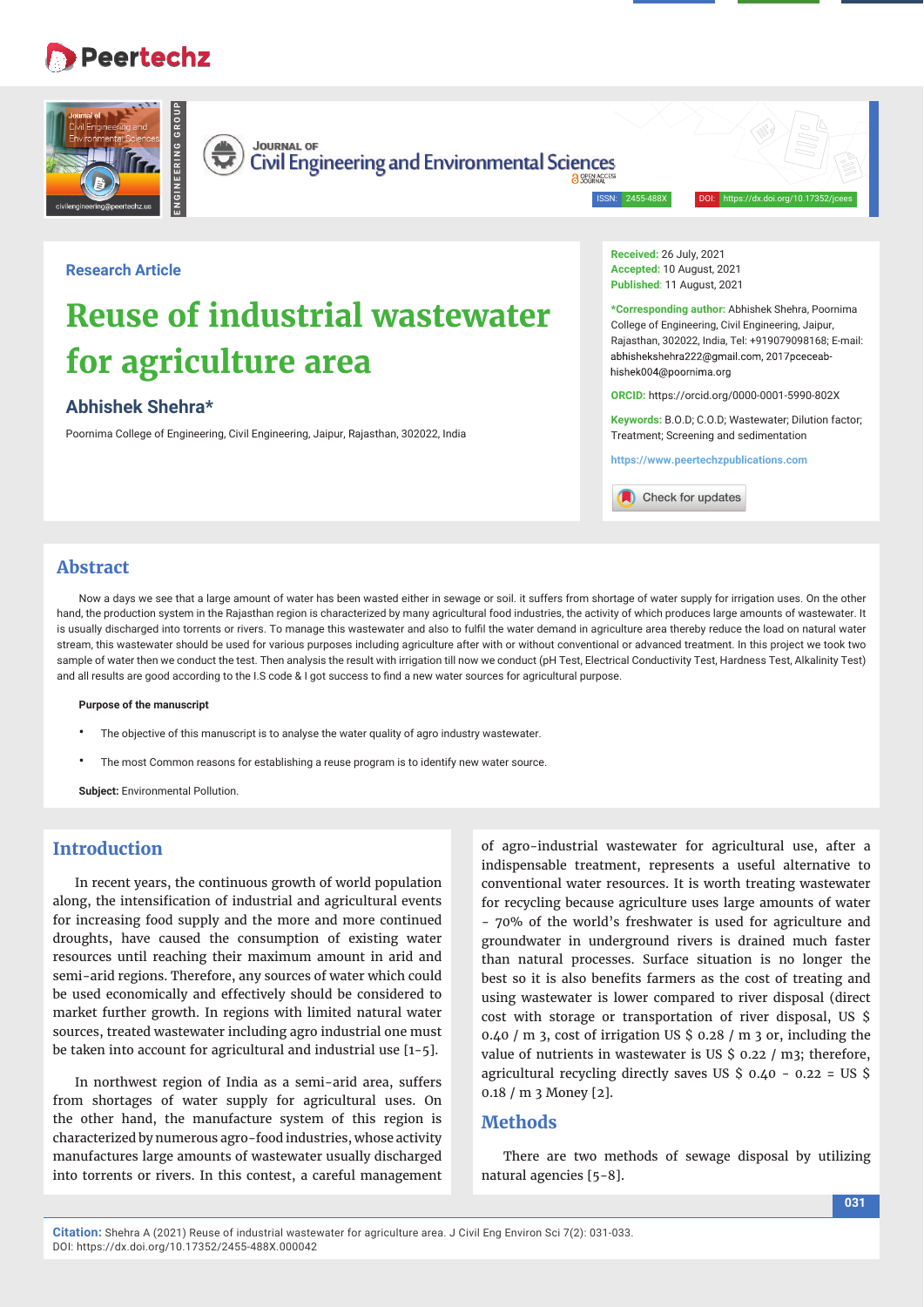Research Article

# Reuse of industrial wastewater for agriculture area

## Abhishek Shehra*

Poornima College of Engineering, Civil Engineering, Jaipur, Rajasthan, 302022, India

**Received:** 26 July, 2021
**Accepted:** 10 August, 2021
**Published:** 11 August, 2021

***Corresponding author:** Abhishek Shehra, Poornima College of Engineering, Civil Engineering, Jaipur, Rajasthan, 302022, India, Tel: +919079098168; E-mail: abhishekshehra222@gmail.com, 2017pceceab-hishek004@poornima.org

**ORCID:** https://orcid.org/0000-0001-5990-802X

**Keywords:** B.O.D; C.O.D; Wastewater; Dilution factor; Treatment; Screening and sedimentation

https://www.peertechzpublications.com

## Abstract

Now a days we see that a large amount of water has been wasted either in sewage or soil. it suffers from shortage of water supply for irrigation uses. On the other hand, the production system in the Rajasthan region is characterized by many agricultural food industries, the activity of which produces large amounts of wastewater. It is usually discharged into torrents or rivers. To manage this wastewater and also to fulfil the water demand in agriculture area thereby reduce the load on natural water stream, this wastewater should be used for various purposes including agriculture after with or without conventional or advanced treatment. In this project we took two sample of water then we conduct the test. Then analysis the result with irrigation till now we conduct (pH Test, Electrical Conductivity Test, Hardness Test, Alkalinity Test) and all results are good according to the I.S code & I got success to find a new water sources for agricultural purpose.

**Purpose of the manuscript**

- The objective of this manuscript is to analyse the water quality of agro industry wastewater.
- The most Common reasons for establishing a reuse program is to identify new water source.

**Subject:** Environmental Pollution.

## Introduction

In recent years, the continuous growth of world population along, the intensification of industrial and agricultural events for increasing food supply and the more and more continued droughts, have caused the consumption of existing water resources until reaching their maximum amount in arid and semi-arid regions. Therefore, any sources of water which could be used economically and effectively should be considered to market further growth. In regions with limited natural water sources, treated wastewater including agro industrial one must be taken into account for agricultural and industrial use [1-5].

In northwest region of India as a semi-arid area, suffers from shortages of water supply for agricultural uses. On the other hand, the manufacture system of this region is characterized by numerous agro-food industries, whose activity manufactures large amounts of wastewater usually discharged into torrents or rivers. In this contest, a careful management of agro-industrial wastewater for agricultural use, after a indispensable treatment, represents a useful alternative to conventional water resources. It is worth treating wastewater for recycling because agriculture uses large amounts of water - 70% of the world's freshwater is used for agriculture and groundwater in underground rivers is drained much faster than natural processes. Surface situation is no longer the best so it is also benefits farmers as the cost of treating and using wastewater is lower compared to river disposal (direct cost with storage or transportation of river disposal, US $ 0.40 / m 3, cost of irrigation US $ 0.28 / m 3 or, including the value of nutrients in wastewater is US $ 0.22 / m3; therefore, agricultural recycling directly saves US $ 0.40 - 0.22 = US $ 0.18 / m 3 Money [2].

## Methods

There are two methods of sewage disposal by utilizing natural agencies [5-8].

**Citation:** Shehra A (2021) Reuse of industrial wastewater for agriculture area. J Civil Eng Environ Sci 7(2): 031-033. DOI: https://dx.doi.org/10.17352/2455-488X.000042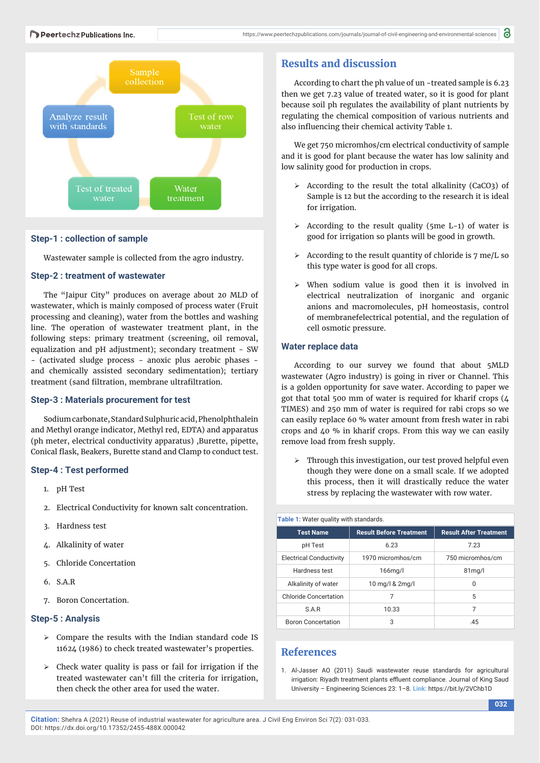Sample collection

Test of row water

Water treatment

Test of treated water

Analyze result with standards

### Step-1 : collection of sample

Wastewater sample is collected from the agro industry.

### Step-2 : treatment of wastewater

The "Jaipur City" produces on average about 20 MLD of wastewater, which is mainly composed of process water (Fruit processing and cleaning), water from the bottles and washing line. The operation of wastewater treatment plant, in the following steps: primary treatment (screening, oil removal, equalization and pH adjustment); secondary treatment - SW - (activated sludge process - anoxic plus aerobic phases - and chemically assisted secondary sedimentation); tertiary treatment (sand filtration, membrane ultrafiltration.

### Step-3 : Materials procurement for test

Sodium carbonate, Standard Sulphuric acid, Phenolphthalein and Methyl orange indicator, Methyl red, EDTA) and apparatus (ph meter, electrical conductivity apparatus) ,Burette, pipette, Conical flask, Beakers, Burette stand and Clamp to conduct test.

### Step-4 : Test performed

1. pH Test
2. Electrical Conductivity for known salt concentration.
3. Hardness test
4. Alkalinity of water
5. Chloride Concetation
6. S.A.R
7. Boron Concetation.

### Step-5 : Analysis

- Compare the results with the Indian standard code IS 11624 (1986) to check treated wastewater's properties.
- Check water quality is pass or fail for irrigation if the treated wastewater can't fill the criteria for irrigation, then check the other area for used the water.

## Results and discussion

According to chart the ph value of un -treated sample is 6.23 then we get 7.23 value of treated water, so it is good for plant because soil ph regulates the availability of plant nutrients by regulating the chemical composition of various nutrients and also influencing their chemical activity Table 1.

We get 750 micromhos/cm electrical conductivity of sample and it is good for plant because the water has low salinity and low salinity good for production in crops.

- According to the result the total alkalinity ($CaCO_3$) of Sample is 12 but the according to the research it is ideal for irrigation.
- According to the result quality (5me $L^{-1}$) of water is good for irrigation so plants will be good in growth.
- According to the result quantity of chloride is 7 me/L so this type water is good for all crops.
- When sodium value is good then it is involved in electrical neutralization of inorganic and organic anions and macromolecules, pH homeostasis, control of membranefelectrical potential, and the regulation of cell osmotic pressure.

### Water replace data

According to our survey we found that about 5MLD wastewater (Agro industry) is going in river or Channel. This is a golden opportunity for save water. According to paper we got that total 500 mm of water is required for kharif crops (4 TIMES) and 250 mm of water is required for rabi crops so we can easily replace 60 % water amount from fresh water in rabi crops and 40 % in kharif crops. From this way we can easily remove load from fresh supply.

- Through this investigation, our test proved helpful even though they were done on a small scale. If we adopted this process, then it will drastically reduce the water stress by replacing the wastewater with row water.

**Table 1:** Water quality with standards.

| Test Name | Result Before Treatment | Result After Treatment |
|---|---|---|
| pH Test | 6.23 | 7.23 |
| Electrical Conductivity | 1970 micromhos/cm | 750 micromhos/cm |
| Hardness test | 166mg/l | 81mg/l |
| Alkalinity of water | 10 mg/l & 2mg/l | 0 |
| Chloride Concentation | 7 | 5 |
| S.A.R | 10.33 | 7 |
| Boron Concetation | 3 | .45 |

## References

1. Al-Jasser AO (2011) Saudi wastewater reuse standards for agricultural irrigation: Riyadh treatment plants effluent compliance. Journal of King Saud University – Engineering Sciences 23: 1–8. Link: https://bit.ly/2VChb1D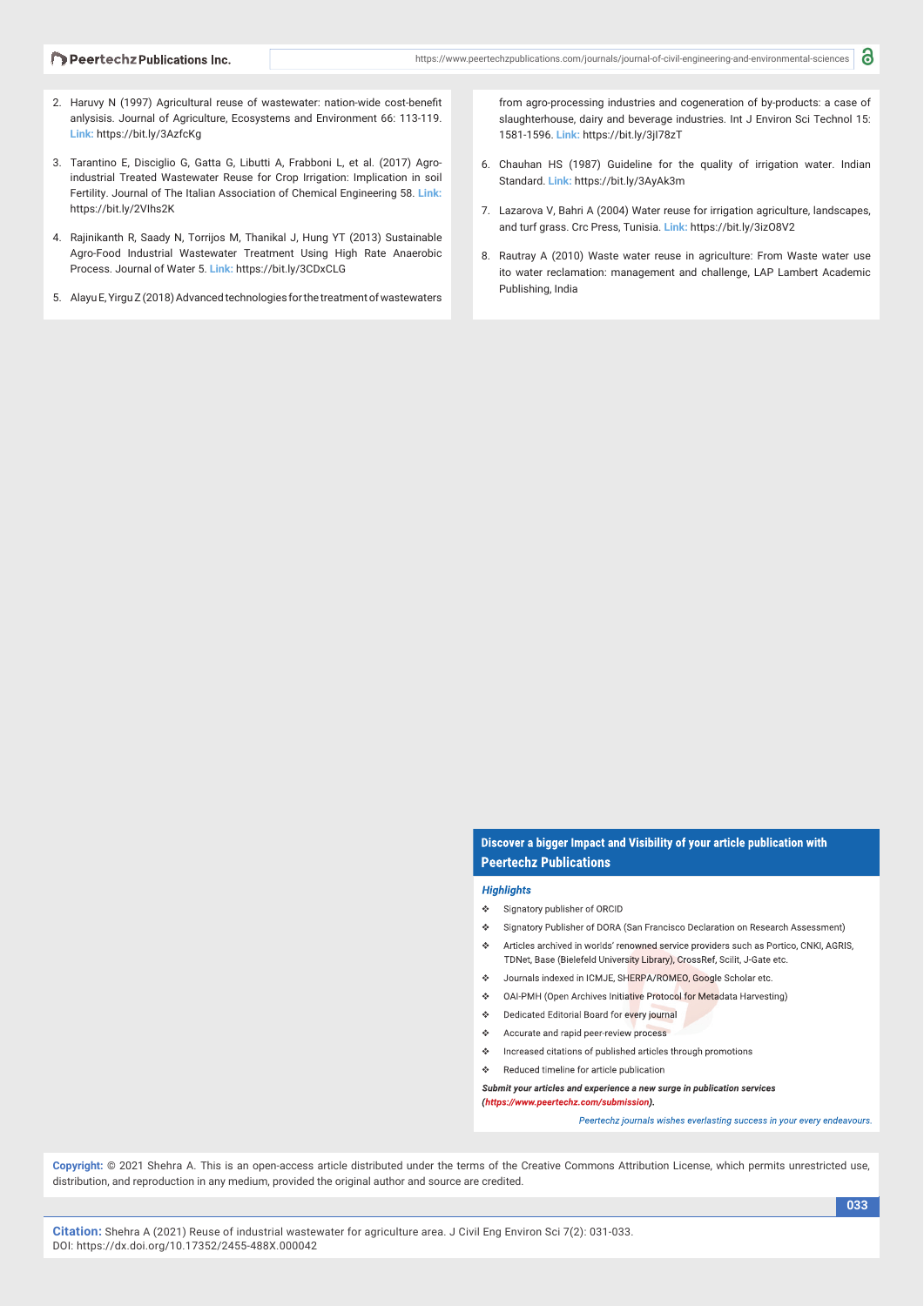2. Haruvy N (1997) Agricultural reuse of wastewater: nation-wide cost-benefit anlysisis. Journal of Agriculture, Ecosystems and Environment 66: 113-119. **Link:** https://bit.ly/3AzfcKg

3. Tarantino E, Disciglio G, Gatta G, Libutti A, Frabboni L, et al. (2017) Agro-industrial Treated Wastewater Reuse for Crop Irrigation: Implication in soil Fertility. Journal of The Italian Association of Chemical Engineering 58. **Link:** https://bit.ly/2VIhs2K

4. Rajinikanth R, Saady N, Torrijos M, Thanikal J, Hung YT (2013) Sustainable Agro-Food Industrial Wastewater Treatment Using High Rate Anaerobic Process. Journal of Water 5. **Link:** https://bit.ly/3CDxCLG

5. Alayu E, Yirgu Z (2018) Advanced technologies for the treatment of wastewaters from agro-processing industries and cogeneration of by-products: a case of slaughterhouse, dairy and beverage industries. Int J Environ Sci Technol 15: 1581-1596. **Link:** https://bit.ly/3jI78zT

6. Chauhan HS (1987) Guideline for the quality of irrigation water. Indian Standard. **Link:** https://bit.ly/3AyAk3m

7. Lazarova V, Bahri A (2004) Water reuse for irrigation agriculture, landscapes, and turf grass. Crc Press, Tunisia. **Link:** https://bit.ly/3izO8V2

8. Rautray A (2010) Waste water reuse in agriculture: From Waste water use ito water reclamation: management and challenge, LAP Lambert Academic Publishing, India

**Discover a bigger Impact and Visibility of your article publication with Peertechz Publications**

***Highlights***

- Signatory publisher of ORCID
- Signatory Publisher of DORA (San Francisco Declaration on Research Assessment)
- Articles archived in worlds' renowned service providers such as Portico, CNKI, AGRIS, TDNet, Base (Bielefeld University Library), CrossRef, Scilit, J-Gate etc.
- Journals indexed in ICMJE, SHERPA/ROMEO, Google Scholar etc.
- OAI-PMH (Open Archives Initiative Protocol for Metadata Harvesting)
- Dedicated Editorial Board for every journal
- Accurate and rapid peer-review process
- Increased citations of published articles through promotions
- Reduced timeline for article publication

***Submit your articles and experience a new surge in publication services (https://www.peertechz.com/submission).***

*Peertechz journals wishes everlasting success in your every endeavours.*

**Copyright:** © 2021 Shehra A. This is an open-access article distributed under the terms of the Creative Commons Attribution License, which permits unrestricted use, distribution, and reproduction in any medium, provided the original author and source are credited.

**Citation:** Shehra A (2021) Reuse of industrial wastewater for agriculture area. J Civil Eng Environ Sci 7(2): 031-033. DOI: https://dx.doi.org/10.17352/2455-488X.000042